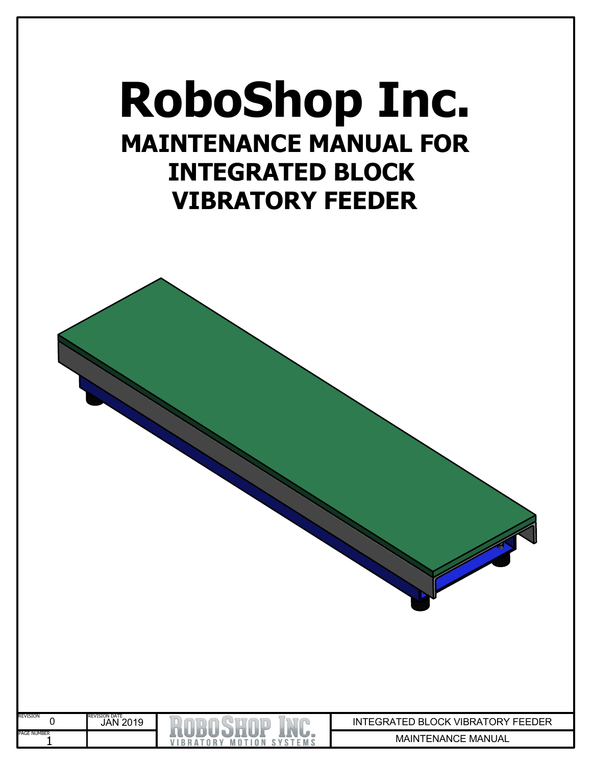# RoboShop Inc.

## MAINTENANCE MANUAL FOR INTEGRATED BLOCK VIBRATORY FEEDER

| REVISION | REVISION DATE | | |
| --- | --- | --- | --- |
| 0 | JAN 2019 | ROBOSHOP INC. VIBRATORY MOTION SYSTEMS | INTEGRATED BLOCK VIBRATORY FEEDER |
| PAGE NUMBER 1 | | | MAINTENANCE MANUAL |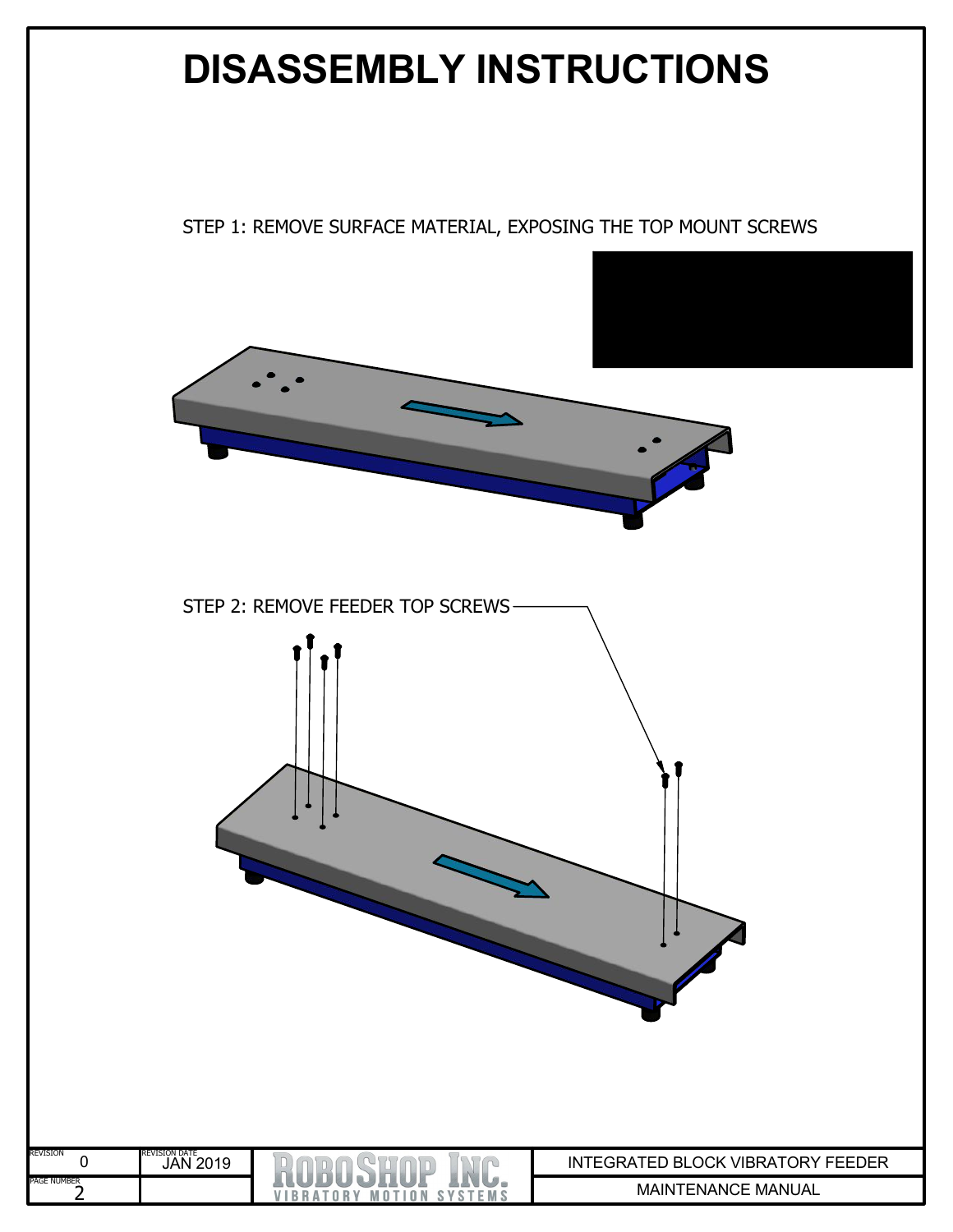# DISASSEMBLY INSTRUCTIONS

STEP 1: REMOVE SURFACE MATERIAL, EXPOSING THE TOP MOUNT SCREWS

STEP 2: REMOVE FEEDER TOP SCREWS

| REVISION | REVISION DATE | | |
|---|---|---|---|
| 0 | JAN 2019 | ROBOSHOP INC. VIBRATORY MOTION SYSTEMS | INTEGRATED BLOCK VIBRATORY FEEDER |
| PAGE NUMBER 2 | | | MAINTENANCE MANUAL |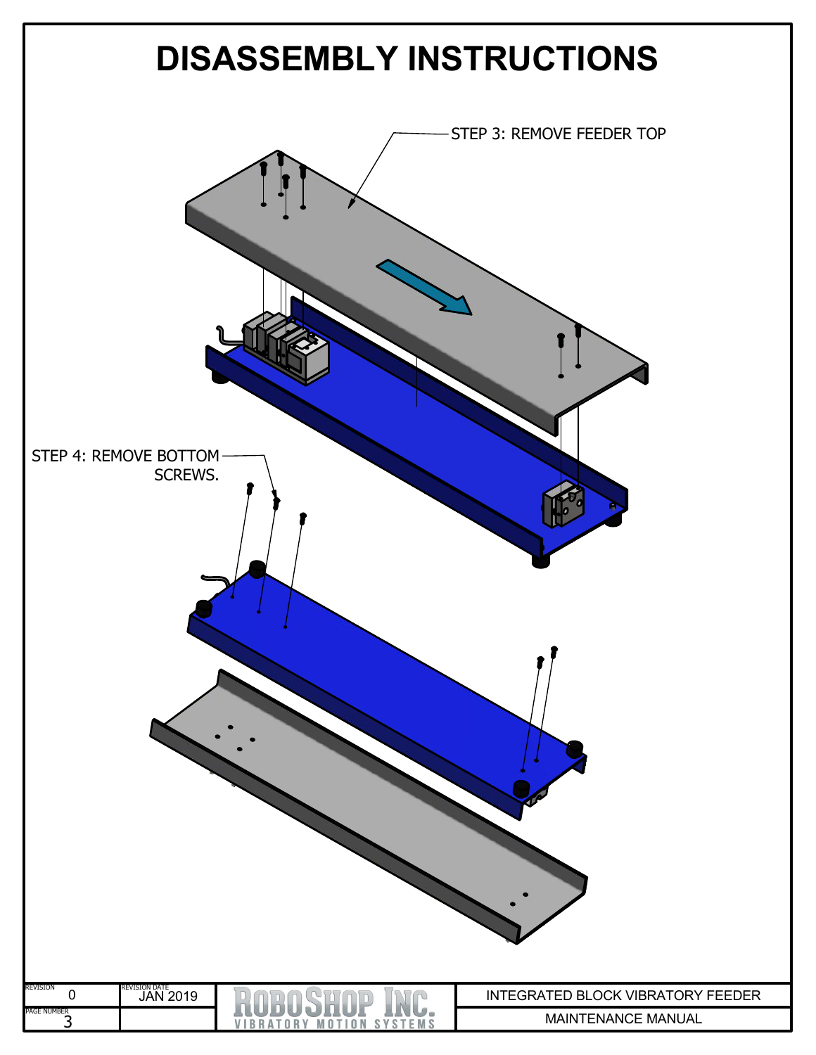# DISASSEMBLY INSTRUCTIONS

STEP 3: REMOVE FEEDER TOP

STEP 4: REMOVE BOTTOM SCREWS.

| REVISION | REVISION DATE | | |
|---|---|---|---|
| 0 | JAN 2019 | ROBOSHOP INC. VIBRATORY MOTION SYSTEMS | INTEGRATED BLOCK VIBRATORY FEEDER |
| PAGE NUMBER 3 | | | MAINTENANCE MANUAL |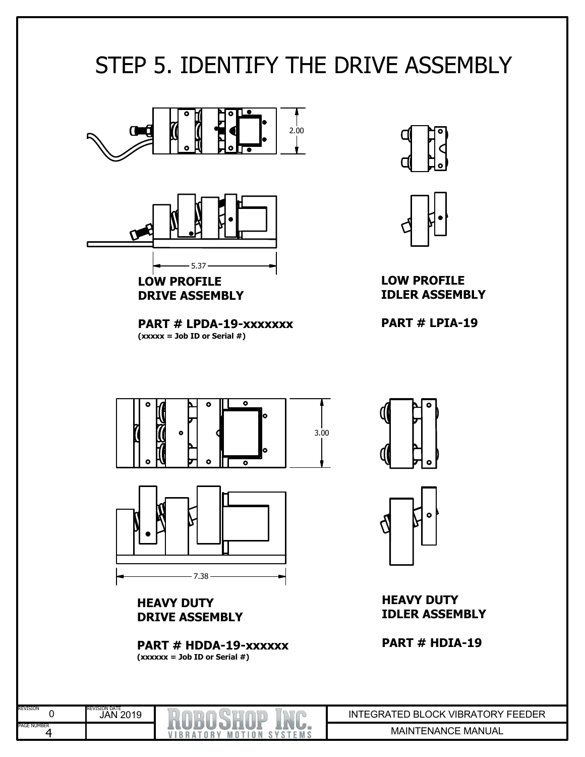# STEP 5. IDENTIFY THE DRIVE ASSEMBLY

2.00

5.37

**LOW PROFILE DRIVE ASSEMBLY**

**PART # LPDA-19-xxxxxxx**
**(xxxxx = Job ID or Serial #)**

**LOW PROFILE IDLER ASSEMBLY**

**PART # LPIA-19**

3.00

7.38

**HEAVY DUTY DRIVE ASSEMBLY**

**PART # HDDA-19-xxxxxx**
**(xxxxxx = Job ID or Serial #)**

**HEAVY DUTY IDLER ASSEMBLY**

**PART # HDIA-19**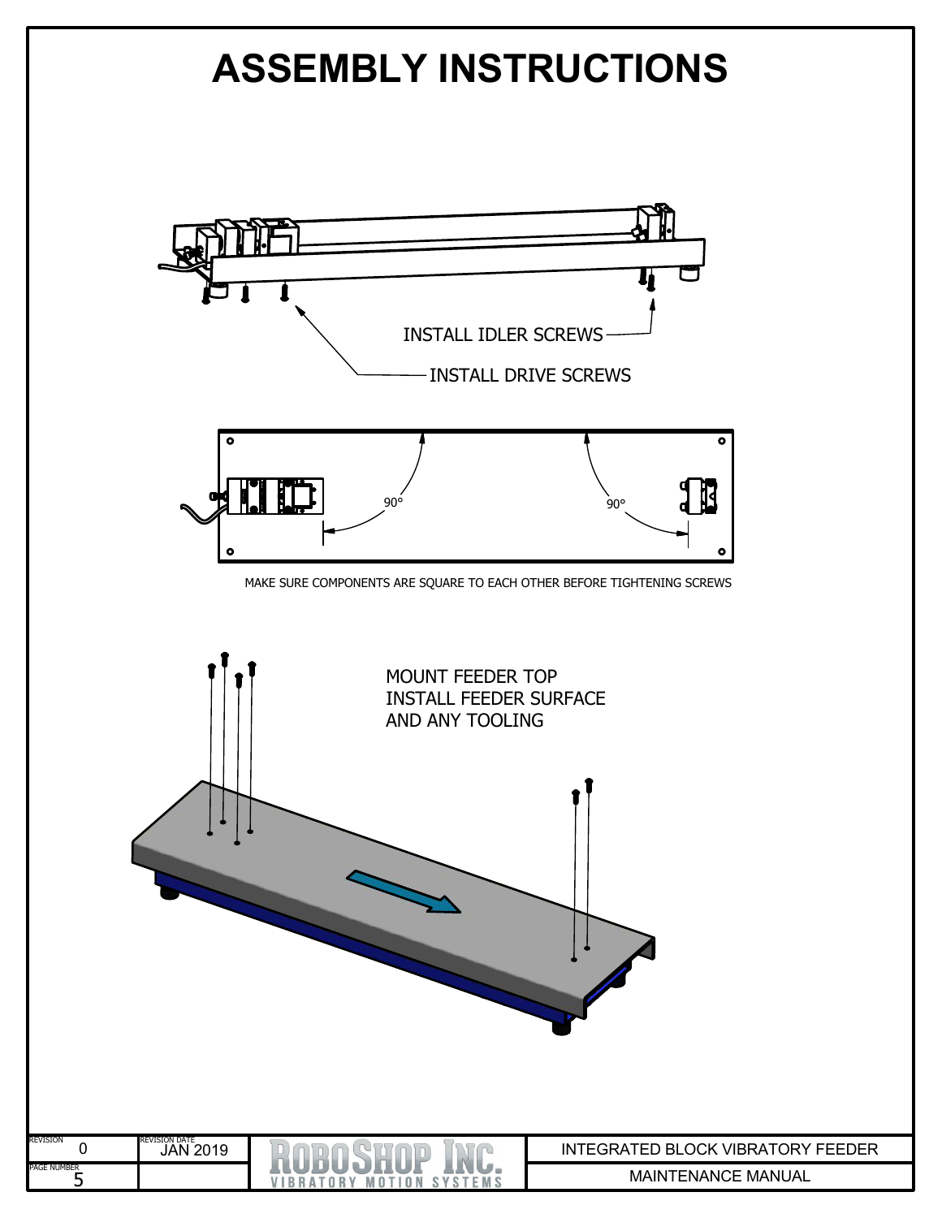# ASSEMBLY INSTRUCTIONS

INSTALL IDLER SCREWS

INSTALL DRIVE SCREWS

90°

90°

MAKE SURE COMPONENTS ARE SQUARE TO EACH OTHER BEFORE TIGHTENING SCREWS

MOUNT FEEDER TOP
INSTALL FEEDER SURFACE
AND ANY TOOLING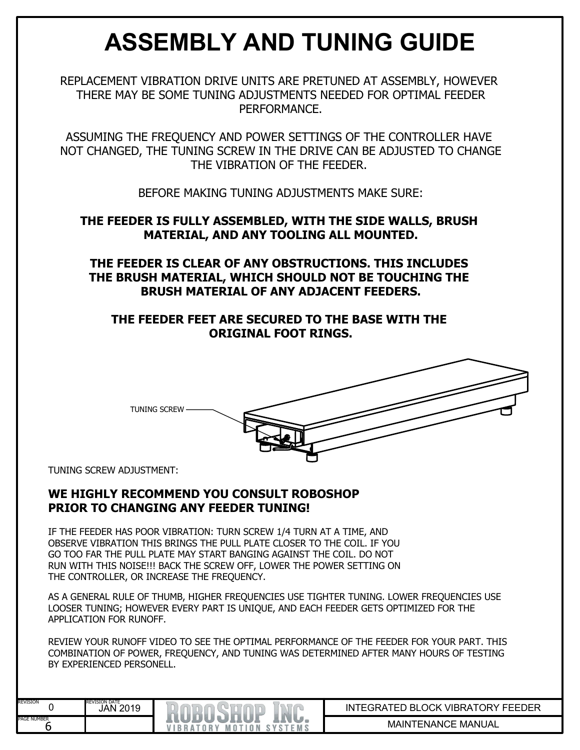# ASSEMBLY AND TUNING GUIDE

REPLACEMENT VIBRATION DRIVE UNITS ARE PRETUNED AT ASSEMBLY, HOWEVER THERE MAY BE SOME TUNING ADJUSTMENTS NEEDED FOR OPTIMAL FEEDER PERFORMANCE.

ASSUMING THE FREQUENCY AND POWER SETTINGS OF THE CONTROLLER HAVE NOT CHANGED, THE TUNING SCREW IN THE DRIVE CAN BE ADJUSTED TO CHANGE THE VIBRATION OF THE FEEDER.

BEFORE MAKING TUNING ADJUSTMENTS MAKE SURE:

**THE FEEDER IS FULLY ASSEMBLED, WITH THE SIDE WALLS, BRUSH MATERIAL, AND ANY TOOLING ALL MOUNTED.**

**THE FEEDER IS CLEAR OF ANY OBSTRUCTIONS. THIS INCLUDES THE BRUSH MATERIAL, WHICH SHOULD NOT BE TOUCHING THE BRUSH MATERIAL OF ANY ADJACENT FEEDERS.**

**THE FEEDER FEET ARE SECURED TO THE BASE WITH THE ORIGINAL FOOT RINGS.**

TUNING SCREW

TUNING SCREW ADJUSTMENT:

**WE HIGHLY RECOMMEND YOU CONSULT ROBOSHOP PRIOR TO CHANGING ANY FEEDER TUNING!**

IF THE FEEDER HAS POOR VIBRATION: TURN SCREW 1/4 TURN AT A TIME, AND OBSERVE VIBRATION THIS BRINGS THE PULL PLATE CLOSER TO THE COIL. IF YOU GO TOO FAR THE PULL PLATE MAY START BANGING AGAINST THE COIL. DO NOT RUN WITH THIS NOISE!!! BACK THE SCREW OFF, LOWER THE POWER SETTING ON THE CONTROLLER, OR INCREASE THE FREQUENCY.

AS A GENERAL RULE OF THUMB, HIGHER FREQUENCIES USE TIGHTER TUNING. LOWER FREQUENCIES USE LOOSER TUNING; HOWEVER EVERY PART IS UNIQUE, AND EACH FEEDER GETS OPTIMIZED FOR THE APPLICATION FOR RUNOFF.

REVIEW YOUR RUNOFF VIDEO TO SEE THE OPTIMAL PERFORMANCE OF THE FEEDER FOR YOUR PART. THIS COMBINATION OF POWER, FREQUENCY, AND TUNING WAS DETERMINED AFTER MANY HOURS OF TESTING BY EXPERIENCED PERSONELL.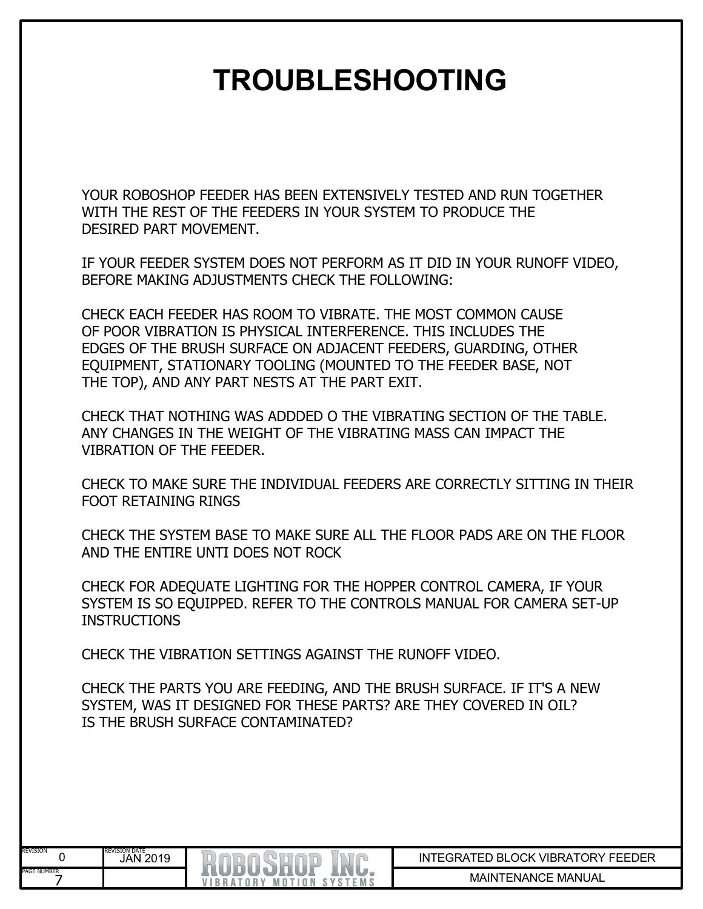# TROUBLESHOOTING

YOUR ROBOSHOP FEEDER HAS BEEN EXTENSIVELY TESTED AND RUN TOGETHER WITH THE REST OF THE FEEDERS IN YOUR SYSTEM TO PRODUCE THE DESIRED PART MOVEMENT.

IF YOUR FEEDER SYSTEM DOES NOT PERFORM AS IT DID IN YOUR RUNOFF VIDEO, BEFORE MAKING ADJUSTMENTS CHECK THE FOLLOWING:

CHECK EACH FEEDER HAS ROOM TO VIBRATE. THE MOST COMMON CAUSE OF POOR VIBRATION IS PHYSICAL INTERFERENCE. THIS INCLUDES THE EDGES OF THE BRUSH SURFACE ON ADJACENT FEEDERS, GUARDING, OTHER EQUIPMENT, STATIONARY TOOLING (MOUNTED TO THE FEEDER BASE, NOT THE TOP), AND ANY PART NESTS AT THE PART EXIT.

CHECK THAT NOTHING WAS ADDDED O THE VIBRATING SECTION OF THE TABLE. ANY CHANGES IN THE WEIGHT OF THE VIBRATING MASS CAN IMPACT THE VIBRATION OF THE FEEDER.

CHECK TO MAKE SURE THE INDIVIDUAL FEEDERS ARE CORRECTLY SITTING IN THEIR FOOT RETAINING RINGS

CHECK THE SYSTEM BASE TO MAKE SURE ALL THE FLOOR PADS ARE ON THE FLOOR AND THE ENTIRE UNTI DOES NOT ROCK

CHECK FOR ADEQUATE LIGHTING FOR THE HOPPER CONTROL CAMERA, IF YOUR SYSTEM IS SO EQUIPPED. REFER TO THE CONTROLS MANUAL FOR CAMERA SET-UP INSTRUCTIONS

CHECK THE VIBRATION SETTINGS AGAINST THE RUNOFF VIDEO.

CHECK THE PARTS YOU ARE FEEDING, AND THE BRUSH SURFACE. IF IT'S A NEW SYSTEM, WAS IT DESIGNED FOR THESE PARTS? ARE THEY COVERED IN OIL? IS THE BRUSH SURFACE CONTAMINATED?